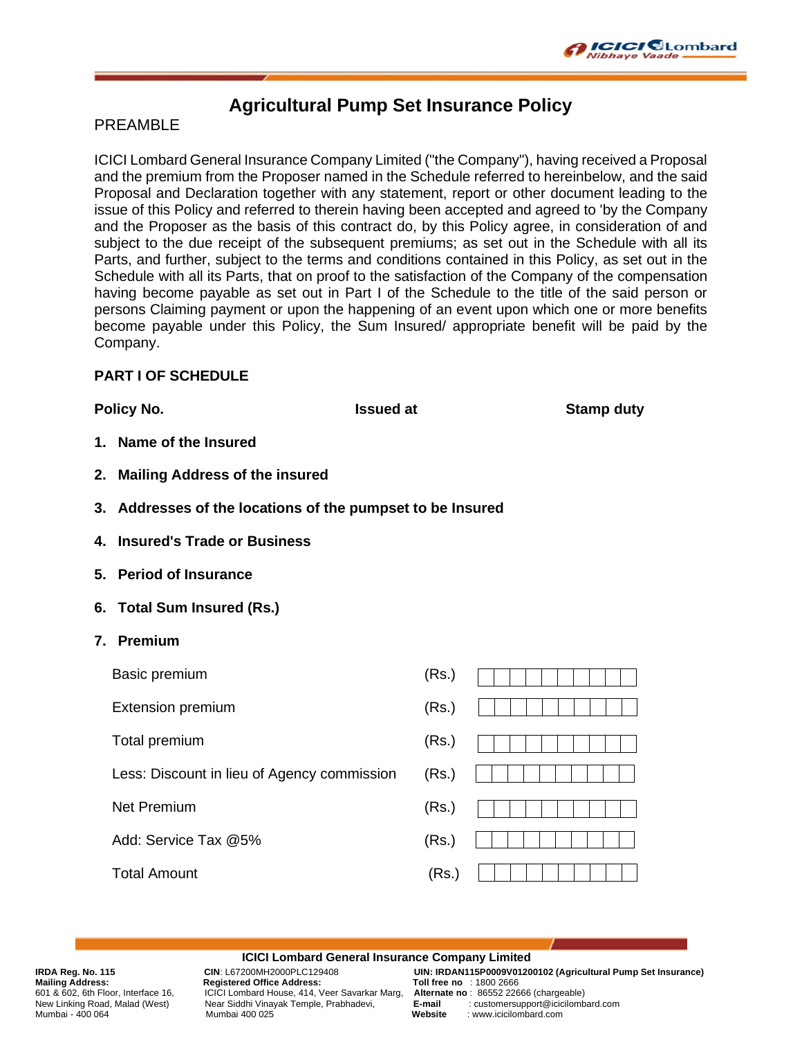# Agricultural Pump Set Insurance Policy

PREAMBLE

ICICI Lombard General Insurance Company Limited ("the Company"), having received a Proposal and the premium from the Proposer named in the Schedule referred to hereinbelow, and the said Proposal and Declaration together with any statement, report or other document leading to the issue of this Policy and referred to therein having been accepted and agreed to 'by the Company and the Proposer as the basis of this contract do, by this Policy agree, in consideration of and subject to the due receipt of the subsequent premiums; as set out in the Schedule with all its Parts, and further, subject to the terms and conditions contained in this Policy, as set out in the Schedule with all its Parts, that on proof to the satisfaction of the Company of the compensation having become payable as set out in Part I of the Schedule to the title of the said person or persons Claiming payment or upon the happening of an event upon which one or more benefits become payable under this Policy, the Sum Insured/ appropriate benefit will be paid by the Company.

**PART I OF SCHEDULE**

**Policy No.** **Issued at** **Stamp duty**

1. **Name of the Insured**
2. **Mailing Address of the insured**
3. **Addresses of the locations of the pumpset to be Insured**
4. **Insured's Trade or Business**
5. **Period of Insurance**
6. **Total Sum Insured (Rs.)**
7. **Premium**

| | | |
|---|---|---|
| Basic premium | (Rs.) | |
| Extension premium | (Rs.) | |
| Total premium | (Rs.) | |
| Less: Discount in lieu of Agency commission | (Rs.) | |
| Net Premium | (Rs.) | |
| Add: Service Tax @5% | (Rs.) | |
| Total Amount | (Rs.) | |

**ICICI Lombard General Insurance Company Limited**

**IRDA Reg. No. 115**
**Mailing Address:**
601 & 602, 6th Floor, Interface 16, New Linking Road, Malad (West) Mumbai - 400 064

**CIN**: L67200MH2000PLC129408
**Registered Office Address:**
ICICI Lombard House, 414, Veer Savarkar Marg, Near Siddhi Vinayak Temple, Prabhadevi, Mumbai 400 025

**UIN: IRDAN115P0009V01200102 (Agricultural Pump Set Insurance)**
**Toll free no** : 1800 2666
**Alternate no** : 86552 22666 (chargeable)
**E-mail** : customersupport@icicilombard.com
**Website** : www.icicilombard.com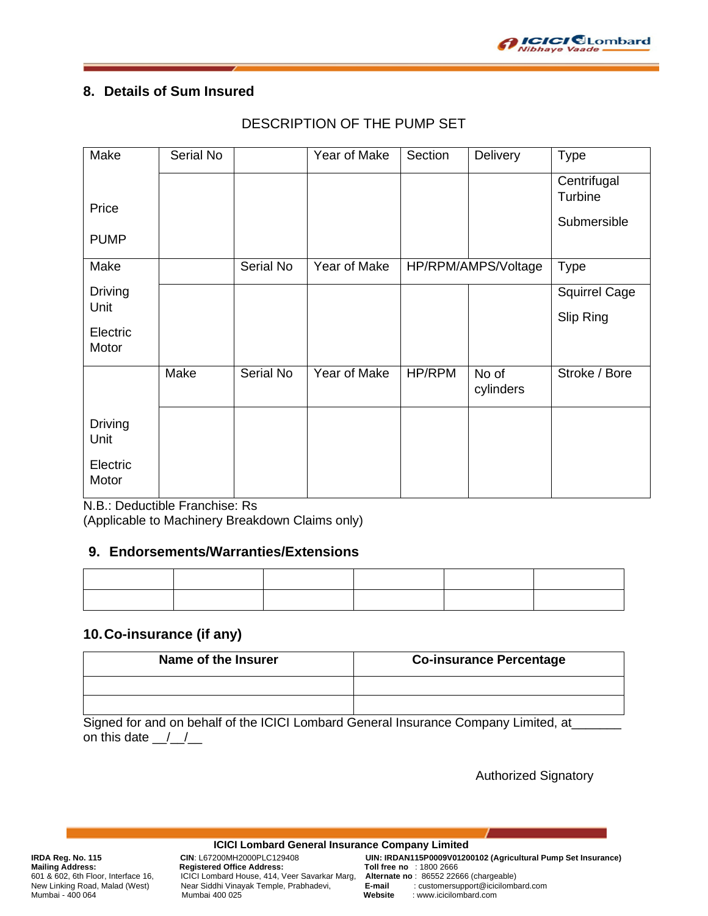## 8. Details of Sum Insured

DESCRIPTION OF THE PUMP SET

| Make | Serial No | | Year of Make | Section | Delivery | Type |
|---|---|---|---|---|---|---|
| Price<br><br>PUMP | | | | | | Centrifugal Turbine<br><br>Submersible |
| Make | | Serial No | Year of Make | HP/RPM/AMPS/Voltage | | Type |
| Driving Unit<br><br>Electric Motor | | | | | | Squirrel Cage<br><br>Slip Ring |
| | Make | Serial No | Year of Make | HP/RPM | No of cylinders | Stroke / Bore |
| Driving Unit<br><br>Electric Motor | | | | | | |

N.B.: Deductible Franchise: Rs
(Applicable to Machinery Breakdown Claims only)

## 9. Endorsements/Warranties/Extensions

| | | | | | |
|---|---|---|---|---|---|
| | | | | | |

## 10. Co-insurance (if any)

| Name of the Insurer | Co-insurance Percentage |
|---|---|
| | |
| | |

Signed for and on behalf of the ICICI Lombard General Insurance Company Limited, at_______ on this date __/__/__

Authorized Signatory

**ICICI Lombard General Insurance Company Limited**

**IRDA Reg. No. 115**
**Mailing Address:**
601 & 602, 6th Floor, Interface 16,
New Linking Road, Malad (West)
Mumbai - 400 064

**CIN**: L67200MH2000PLC129408
**Registered Office Address:**
ICICI Lombard House, 414, Veer Savarkar Marg,
Near Siddhi Vinayak Temple, Prabhadevi,
Mumbai 400 025

**UIN: IRDAN115P0009V01200102 (Agricultural Pump Set Insurance)**
**Toll free no** : 1800 2666
**Alternate no** : 86552 22666 (chargeable)
**E-mail** : customersupport@icicilombard.com
**Website** : www.icicilombard.com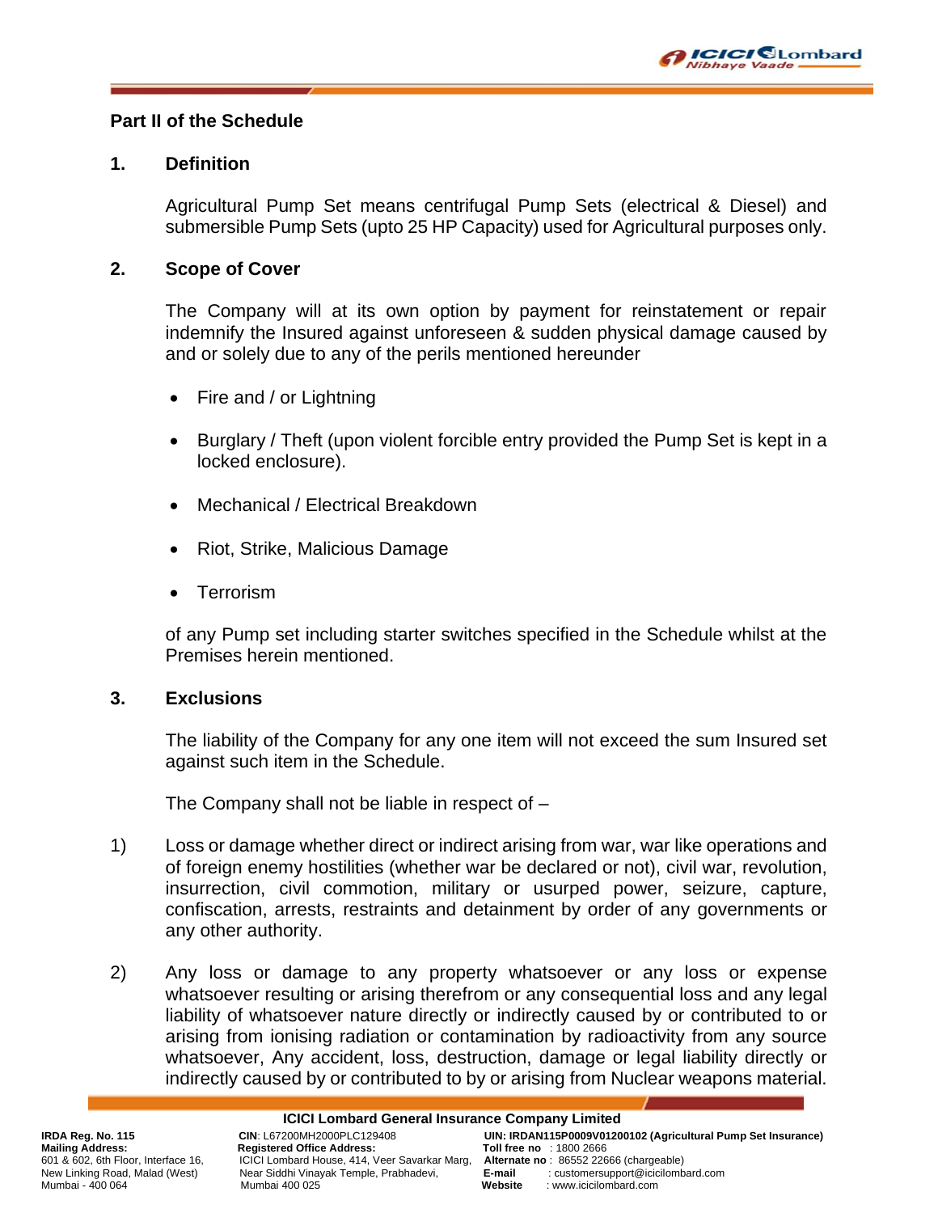## Part II of the Schedule

### 1. Definition

Agricultural Pump Set means centrifugal Pump Sets (electrical & Diesel) and submersible Pump Sets (upto 25 HP Capacity) used for Agricultural purposes only.

### 2. Scope of Cover

The Company will at its own option by payment for reinstatement or repair indemnify the Insured against unforeseen & sudden physical damage caused by and or solely due to any of the perils mentioned hereunder

- Fire and / or Lightning
- Burglary / Theft (upon violent forcible entry provided the Pump Set is kept in a locked enclosure).
- Mechanical / Electrical Breakdown
- Riot, Strike, Malicious Damage
- Terrorism

of any Pump set including starter switches specified in the Schedule whilst at the Premises herein mentioned.

### 3. Exclusions

The liability of the Company for any one item will not exceed the sum Insured set against such item in the Schedule.

The Company shall not be liable in respect of –

1) Loss or damage whether direct or indirect arising from war, war like operations and of foreign enemy hostilities (whether war be declared or not), civil war, revolution, insurrection, civil commotion, military or usurped power, seizure, capture, confiscation, arrests, restraints and detainment by order of any governments or any other authority.

2) Any loss or damage to any property whatsoever or any loss or expense whatsoever resulting or arising therefrom or any consequential loss and any legal liability of whatsoever nature directly or indirectly caused by or contributed to or arising from ionising radiation or contamination by radioactivity from any source whatsoever, Any accident, loss, destruction, damage or legal liability directly or indirectly caused by or contributed to by or arising from Nuclear weapons material.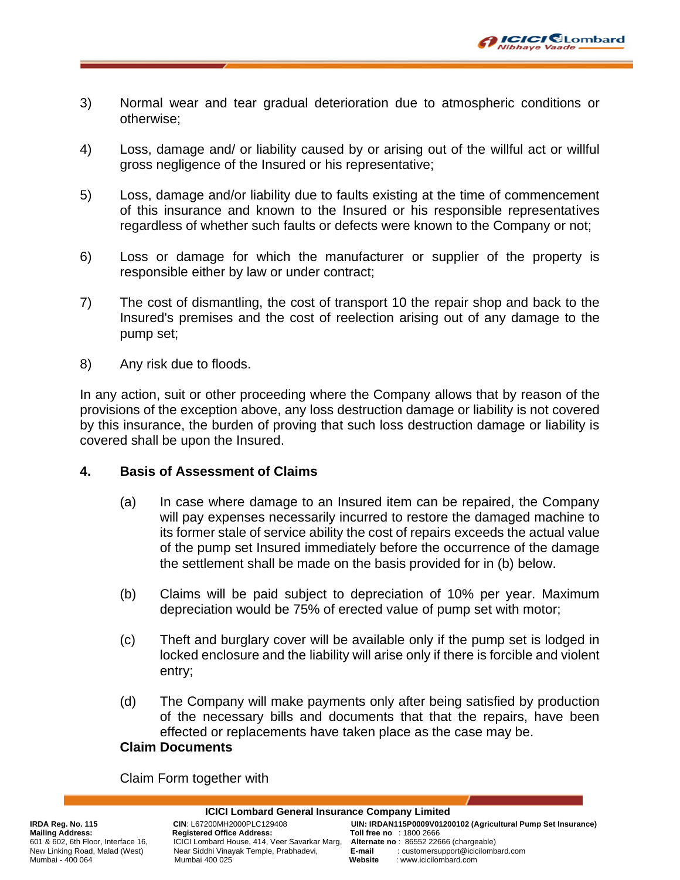3) Normal wear and tear gradual deterioration due to atmospheric conditions or otherwise;

4) Loss, damage and/ or liability caused by or arising out of the willful act or willful gross negligence of the Insured or his representative;

5) Loss, damage and/or liability due to faults existing at the time of commencement of this insurance and known to the Insured or his responsible representatives regardless of whether such faults or defects were known to the Company or not;

6) Loss or damage for which the manufacturer or supplier of the property is responsible either by law or under contract;

7) The cost of dismantling, the cost of transport 10 the repair shop and back to the Insured's premises and the cost of reelection arising out of any damage to the pump set;

8) Any risk due to floods.

In any action, suit or other proceeding where the Company allows that by reason of the provisions of the exception above, any loss destruction damage or liability is not covered by this insurance, the burden of proving that such loss destruction damage or liability is covered shall be upon the Insured.

**4. Basis of Assessment of Claims**

(a) In case where damage to an Insured item can be repaired, the Company will pay expenses necessarily incurred to restore the damaged machine to its former stale of service ability the cost of repairs exceeds the actual value of the pump set Insured immediately before the occurrence of the damage the settlement shall be made on the basis provided for in (b) below.

(b) Claims will be paid subject to depreciation of 10% per year. Maximum depreciation would be 75% of erected value of pump set with motor;

(c) Theft and burglary cover will be available only if the pump set is lodged in locked enclosure and the liability will arise only if there is forcible and violent entry;

(d) The Company will make payments only after being satisfied by production of the necessary bills and documents that that the repairs, have been effected or replacements have taken place as the case may be.

**Claim Documents**

Claim Form together with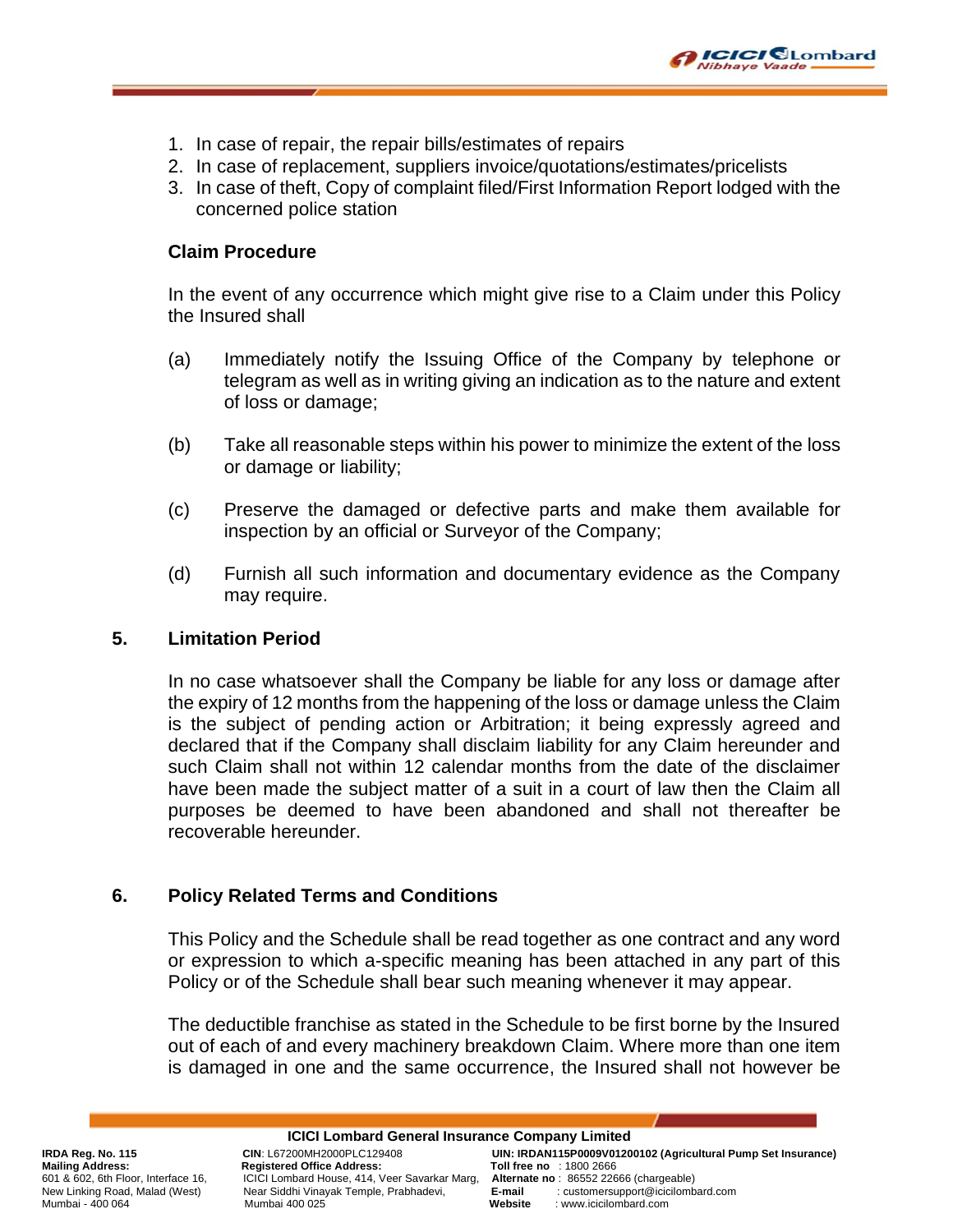1. In case of repair, the repair bills/estimates of repairs
2. In case of replacement, suppliers invoice/quotations/estimates/pricelists
3. In case of theft, Copy of complaint filed/First Information Report lodged with the concerned police station

**Claim Procedure**

In the event of any occurrence which might give rise to a Claim under this Policy the Insured shall

(a) Immediately notify the Issuing Office of the Company by telephone or telegram as well as in writing giving an indication as to the nature and extent of loss or damage;

(b) Take all reasonable steps within his power to minimize the extent of the loss or damage or liability;

(c) Preserve the damaged or defective parts and make them available for inspection by an official or Surveyor of the Company;

(d) Furnish all such information and documentary evidence as the Company may require.

## 5. Limitation Period

In no case whatsoever shall the Company be liable for any loss or damage after the expiry of 12 months from the happening of the loss or damage unless the Claim is the subject of pending action or Arbitration; it being expressly agreed and declared that if the Company shall disclaim liability for any Claim hereunder and such Claim shall not within 12 calendar months from the date of the disclaimer have been made the subject matter of a suit in a court of law then the Claim all purposes be deemed to have been abandoned and shall not thereafter be recoverable hereunder.

## 6. Policy Related Terms and Conditions

This Policy and the Schedule shall be read together as one contract and any word or expression to which a-specific meaning has been attached in any part of this Policy or of the Schedule shall bear such meaning whenever it may appear.

The deductible franchise as stated in the Schedule to be first borne by the Insured out of each of and every machinery breakdown Claim. Where more than one item is damaged in one and the same occurrence, the Insured shall not however be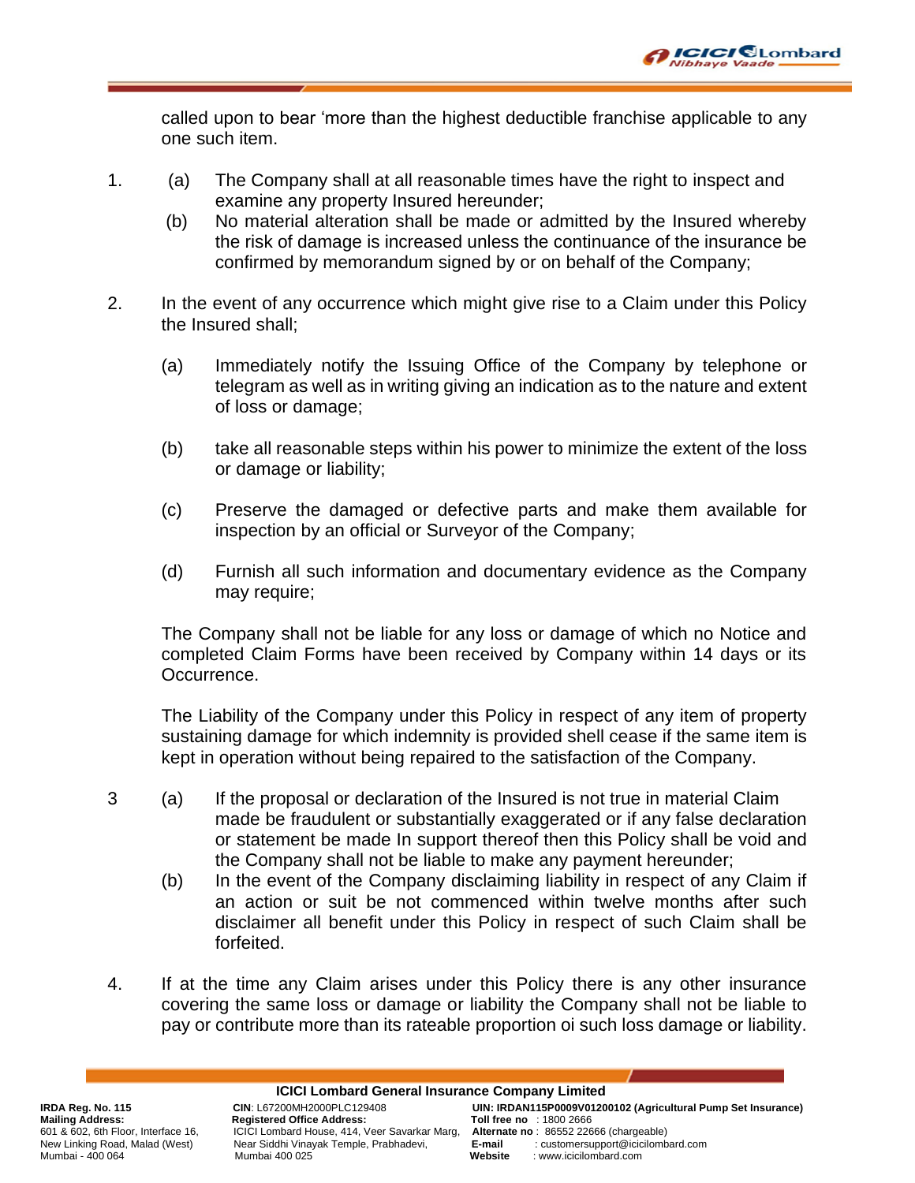called upon to bear 'more than the highest deductible franchise applicable to any one such item.

1. (a) The Company shall at all reasonable times have the right to inspect and examine any property Insured hereunder;

   (b) No material alteration shall be made or admitted by the Insured whereby the risk of damage is increased unless the continuance of the insurance be confirmed by memorandum signed by or on behalf of the Company;

2. In the event of any occurrence which might give rise to a Claim under this Policy the Insured shall;

   (a) Immediately notify the Issuing Office of the Company by telephone or telegram as well as in writing giving an indication as to the nature and extent of loss or damage;

   (b) take all reasonable steps within his power to minimize the extent of the loss or damage or liability;

   (c) Preserve the damaged or defective parts and make them available for inspection by an official or Surveyor of the Company;

   (d) Furnish all such information and documentary evidence as the Company may require;

   The Company shall not be liable for any loss or damage of which no Notice and completed Claim Forms have been received by Company within 14 days or its Occurrence.

   The Liability of the Company under this Policy in respect of any item of property sustaining damage for which indemnity is provided shell cease if the same item is kept in operation without being repaired to the satisfaction of the Company.

3 (a) If the proposal or declaration of the Insured is not true in material Claim made be fraudulent or substantially exaggerated or if any false declaration or statement be made In support thereof then this Policy shall be void and the Company shall not be liable to make any payment hereunder;

   (b) In the event of the Company disclaiming liability in respect of any Claim if an action or suit be not commenced within twelve months after such disclaimer all benefit under this Policy in respect of such Claim shall be forfeited.

4. If at the time any Claim arises under this Policy there is any other insurance covering the same loss or damage or liability the Company shall not be liable to pay or contribute more than its rateable proportion oi such loss damage or liability.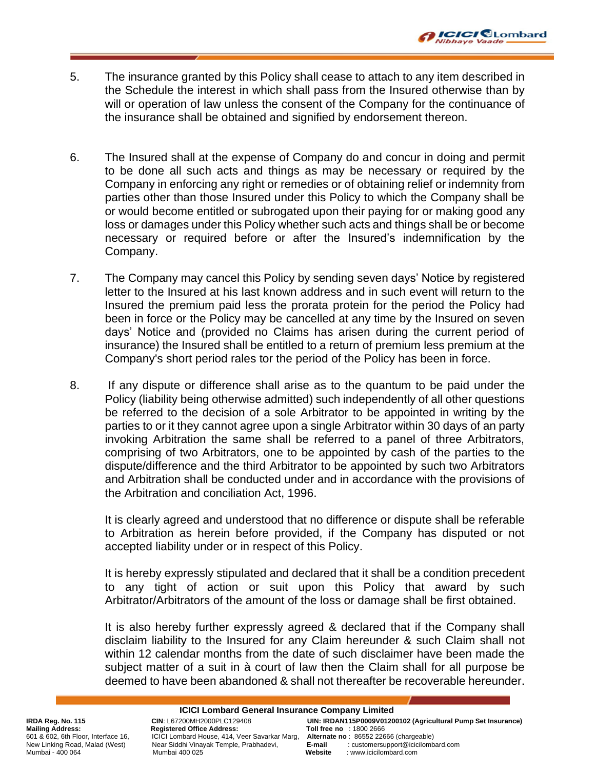5. The insurance granted by this Policy shall cease to attach to any item described in the Schedule the interest in which shall pass from the Insured otherwise than by will or operation of law unless the consent of the Company for the continuance of the insurance shall be obtained and signified by endorsement thereon.

6. The Insured shall at the expense of Company do and concur in doing and permit to be done all such acts and things as may be necessary or required by the Company in enforcing any right or remedies or of obtaining relief or indemnity from parties other than those Insured under this Policy to which the Company shall be or would become entitled or subrogated upon their paying for or making good any loss or damages under this Policy whether such acts and things shall be or become necessary or required before or after the Insured's indemnification by the Company.

7. The Company may cancel this Policy by sending seven days' Notice by registered letter to the Insured at his last known address and in such event will return to the Insured the premium paid less the prorata protein for the period the Policy had been in force or the Policy may be cancelled at any time by the Insured on seven days' Notice and (provided no Claims has arisen during the current period of insurance) the Insured shall be entitled to a return of premium less premium at the Company's short period rales tor the period of the Policy has been in force.

8. If any dispute or difference shall arise as to the quantum to be paid under the Policy (liability being otherwise admitted) such independently of all other questions be referred to the decision of a sole Arbitrator to be appointed in writing by the parties to or it they cannot agree upon a single Arbitrator within 30 days of an party invoking Arbitration the same shall be referred to a panel of three Arbitrators, comprising of two Arbitrators, one to be appointed by cash of the parties to the dispute/difference and the third Arbitrator to be appointed by such two Arbitrators and Arbitration shall be conducted under and in accordance with the provisions of the Arbitration and conciliation Act, 1996.

   It is clearly agreed and understood that no difference or dispute shall be referable to Arbitration as herein before provided, if the Company has disputed or not accepted liability under or in respect of this Policy.

   It is hereby expressly stipulated and declared that it shall be a condition precedent to any tight of action or suit upon this Policy that award by such Arbitrator/Arbitrators of the amount of the loss or damage shall be first obtained.

   It is also hereby further expressly agreed & declared that if the Company shall disclaim liability to the Insured for any Claim hereunder & such Claim shall not within 12 calendar months from the date of such disclaimer have been made the subject matter of a suit in à court of law then the Claim shall for all purpose be deemed to have been abandoned & shall not thereafter be recoverable hereunder.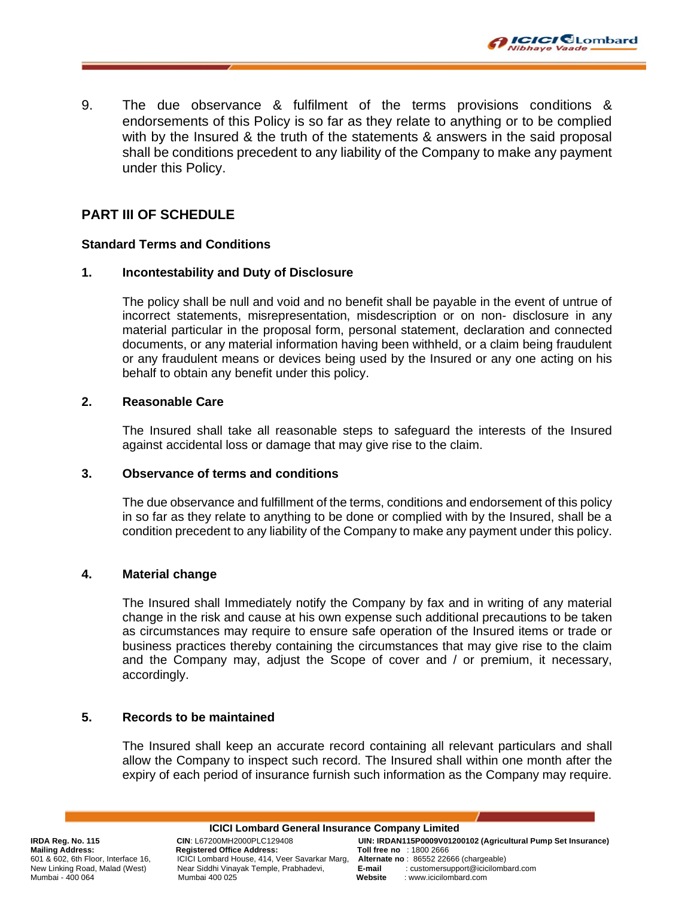9. The due observance & fulfilment of the terms provisions conditions & endorsements of this Policy is so far as they relate to anything or to be complied with by the Insured & the truth of the statements & answers in the said proposal shall be conditions precedent to any liability of the Company to make any payment under this Policy.

## PART III OF SCHEDULE

**Standard Terms and Conditions**

**1. Incontestability and Duty of Disclosure**

The policy shall be null and void and no benefit shall be payable in the event of untrue of incorrect statements, misrepresentation, misdescription or on non- disclosure in any material particular in the proposal form, personal statement, declaration and connected documents, or any material information having been withheld, or a claim being fraudulent or any fraudulent means or devices being used by the Insured or any one acting on his behalf to obtain any benefit under this policy.

**2. Reasonable Care**

The Insured shall take all reasonable steps to safeguard the interests of the Insured against accidental loss or damage that may give rise to the claim.

**3. Observance of terms and conditions**

The due observance and fulfillment of the terms, conditions and endorsement of this policy in so far as they relate to anything to be done or complied with by the Insured, shall be a condition precedent to any liability of the Company to make any payment under this policy.

**4. Material change**

The Insured shall Immediately notify the Company by fax and in writing of any material change in the risk and cause at his own expense such additional precautions to be taken as circumstances may require to ensure safe operation of the Insured items or trade or business practices thereby containing the circumstances that may give rise to the claim and the Company may, adjust the Scope of cover and / or premium, it necessary, accordingly.

**5. Records to be maintained**

The Insured shall keep an accurate record containing all relevant particulars and shall allow the Company to inspect such record. The Insured shall within one month after the expiry of each period of insurance furnish such information as the Company may require.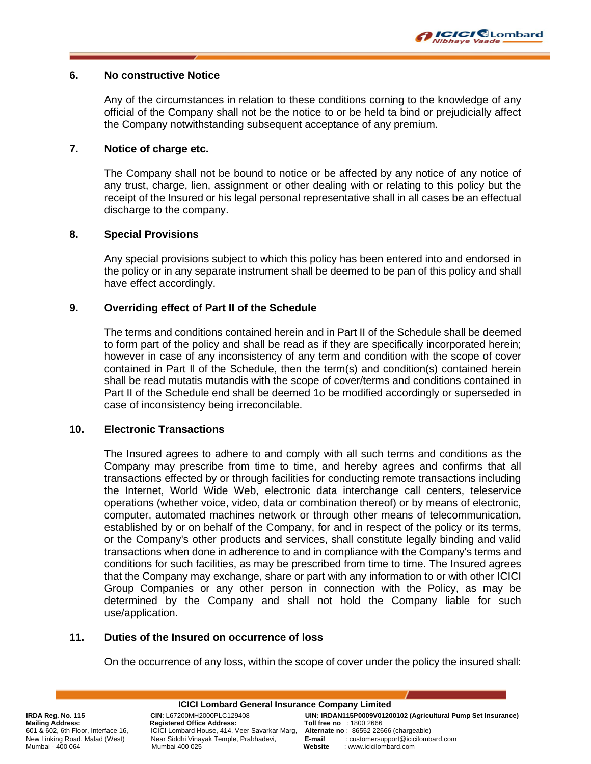## 6. No constructive Notice

Any of the circumstances in relation to these conditions corning to the knowledge of any official of the Company shall not be the notice to or be held ta bind or prejudicially affect the Company notwithstanding subsequent acceptance of any premium.

## 7. Notice of charge etc.

The Company shall not be bound to notice or be affected by any notice of any notice of any trust, charge, lien, assignment or other dealing with or relating to this policy but the receipt of the Insured or his legal personal representative shall in all cases be an effectual discharge to the company.

## 8. Special Provisions

Any special provisions subject to which this policy has been entered into and endorsed in the policy or in any separate instrument shall be deemed to be pan of this policy and shall have effect accordingly.

## 9. Overriding effect of Part II of the Schedule

The terms and conditions contained herein and in Part II of the Schedule shall be deemed to form part of the policy and shall be read as if they are specifically incorporated herein; however in case of any inconsistency of any term and condition with the scope of cover contained in Part Il of the Schedule, then the term(s) and condition(s) contained herein shall be read mutatis mutandis with the scope of cover/terms and conditions contained in Part II of the Schedule end shall be deemed 1o be modified accordingly or superseded in case of inconsistency being irreconcilable.

## 10. Electronic Transactions

The Insured agrees to adhere to and comply with all such terms and conditions as the Company may prescribe from time to time, and hereby agrees and confirms that all transactions effected by or through facilities for conducting remote transactions including the Internet, World Wide Web, electronic data interchange call centers, teleservice operations (whether voice, video, data or combination thereof) or by means of electronic, computer, automated machines network or through other means of telecommunication, established by or on behalf of the Company, for and in respect of the policy or its terms, or the Company's other products and services, shall constitute legally binding and valid transactions when done in adherence to and in compliance with the Company's terms and conditions for such facilities, as may be prescribed from time to time. The Insured agrees that the Company may exchange, share or part with any information to or with other ICICI Group Companies or any other person in connection with the Policy, as may be determined by the Company and shall not hold the Company liable for such use/application.

## 11. Duties of the Insured on occurrence of loss

On the occurrence of any loss, within the scope of cover under the policy the insured shall: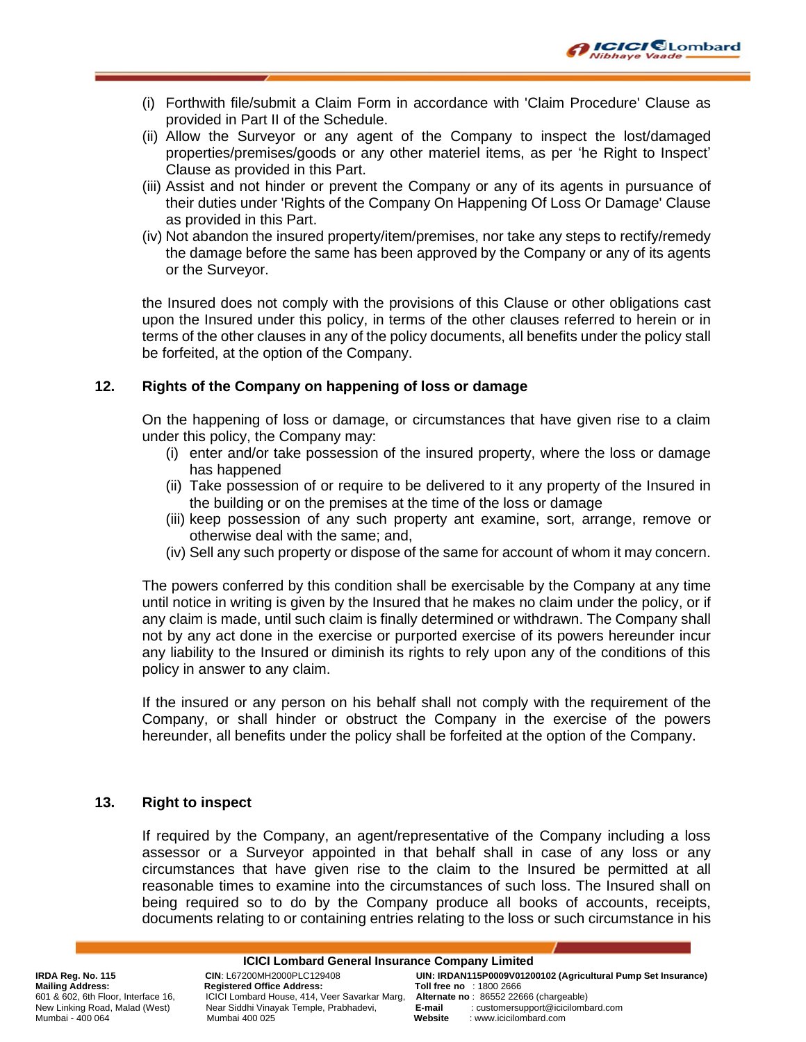(i) Forthwith file/submit a Claim Form in accordance with 'Claim Procedure' Clause as provided in Part II of the Schedule.
(ii) Allow the Surveyor or any agent of the Company to inspect the lost/damaged properties/premises/goods or any other materiel items, as per 'he Right to Inspect' Clause as provided in this Part.
(iii) Assist and not hinder or prevent the Company or any of its agents in pursuance of their duties under 'Rights of the Company On Happening Of Loss Or Damage' Clause as provided in this Part.
(iv) Not abandon the insured property/item/premises, nor take any steps to rectify/remedy the damage before the same has been approved by the Company or any of its agents or the Surveyor.

the Insured does not comply with the provisions of this Clause or other obligations cast upon the Insured under this policy, in terms of the other clauses referred to herein or in terms of the other clauses in any of the policy documents, all benefits under the policy stall be forfeited, at the option of the Company.

## 12. Rights of the Company on happening of loss or damage

On the happening of loss or damage, or circumstances that have given rise to a claim under this policy, the Company may:

(i) enter and/or take possession of the insured property, where the loss or damage has happened
(ii) Take possession of or require to be delivered to it any property of the Insured in the building or on the premises at the time of the loss or damage
(iii) keep possession of any such property ant examine, sort, arrange, remove or otherwise deal with the same; and,
(iv) Sell any such property or dispose of the same for account of whom it may concern.

The powers conferred by this condition shall be exercisable by the Company at any time until notice in writing is given by the Insured that he makes no claim under the policy, or if any claim is made, until such claim is finally determined or withdrawn. The Company shall not by any act done in the exercise or purported exercise of its powers hereunder incur any liability to the Insured or diminish its rights to rely upon any of the conditions of this policy in answer to any claim.

If the insured or any person on his behalf shall not comply with the requirement of the Company, or shall hinder or obstruct the Company in the exercise of the powers hereunder, all benefits under the policy shall be forfeited at the option of the Company.

## 13. Right to inspect

If required by the Company, an agent/representative of the Company including a loss assessor or a Surveyor appointed in that behalf shall in case of any loss or any circumstances that have given rise to the claim to the Insured be permitted at all reasonable times to examine into the circumstances of such loss. The Insured shall on being required so to do by the Company produce all books of accounts, receipts, documents relating to or containing entries relating to the loss or such circumstance in his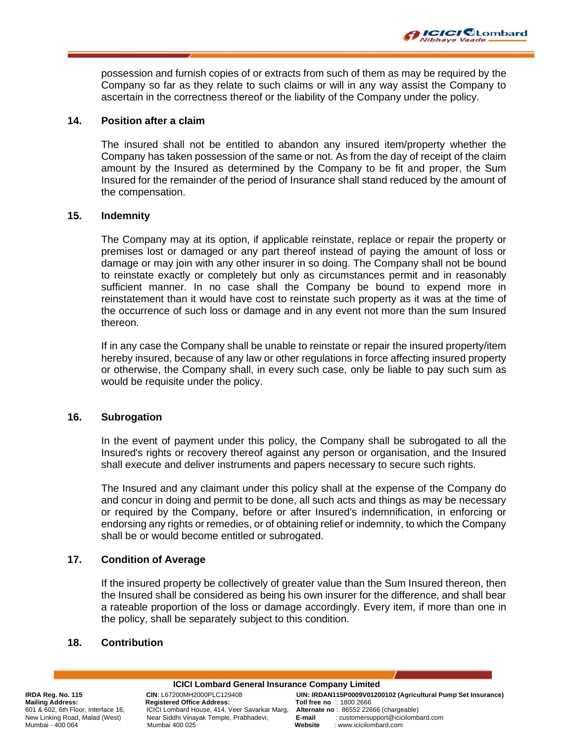possession and furnish copies of or extracts from such of them as may be required by the Company so far as they relate to such claims or will in any way assist the Company to ascertain in the correctness thereof or the liability of the Company under the policy.

### 14. Position after a claim

The insured shall not be entitled to abandon any insured item/property whether the Company has taken possession of the same or not. As from the day of receipt of the claim amount by the Insured as determined by the Company to be fit and proper, the Sum Insured for the remainder of the period of Insurance shall stand reduced by the amount of the compensation.

### 15. Indemnity

The Company may at its option, if applicable reinstate, replace or repair the property or premises lost or damaged or any part thereof instead of paying the amount of loss or damage or may join with any other insurer in so doing. The Company shall not be bound to reinstate exactly or completely but only as circumstances permit and in reasonably sufficient manner. In no case shall the Company be bound to expend more in reinstatement than it would have cost to reinstate such property as it was at the time of the occurrence of such loss or damage and in any event not more than the sum Insured thereon.

If in any case the Company shall be unable to reinstate or repair the insured property/item hereby insured, because of any law or other regulations in force affecting insured property or otherwise, the Company shall, in every such case, only be liable to pay such sum as would be requisite under the policy.

### 16. Subrogation

In the event of payment under this policy, the Company shall be subrogated to all the Insured's rights or recovery thereof against any person or organisation, and the Insured shall execute and deliver instruments and papers necessary to secure such rights.

The Insured and any claimant under this policy shall at the expense of the Company do and concur in doing and permit to be done, all such acts and things as may be necessary or required by the Company, before or after Insured's indemnification, in enforcing or endorsing any rights or remedies, or of obtaining relief or indemnity, to which the Company shall be or would become entitled or subrogated.

### 17. Condition of Average

If the insured property be collectively of greater value than the Sum Insured thereon, then the Insured shall be considered as being his own insurer for the difference, and shall bear a rateable proportion of the loss or damage accordingly. Every item, if more than one in the policy, shall be separately subject to this condition.

### 18. Contribution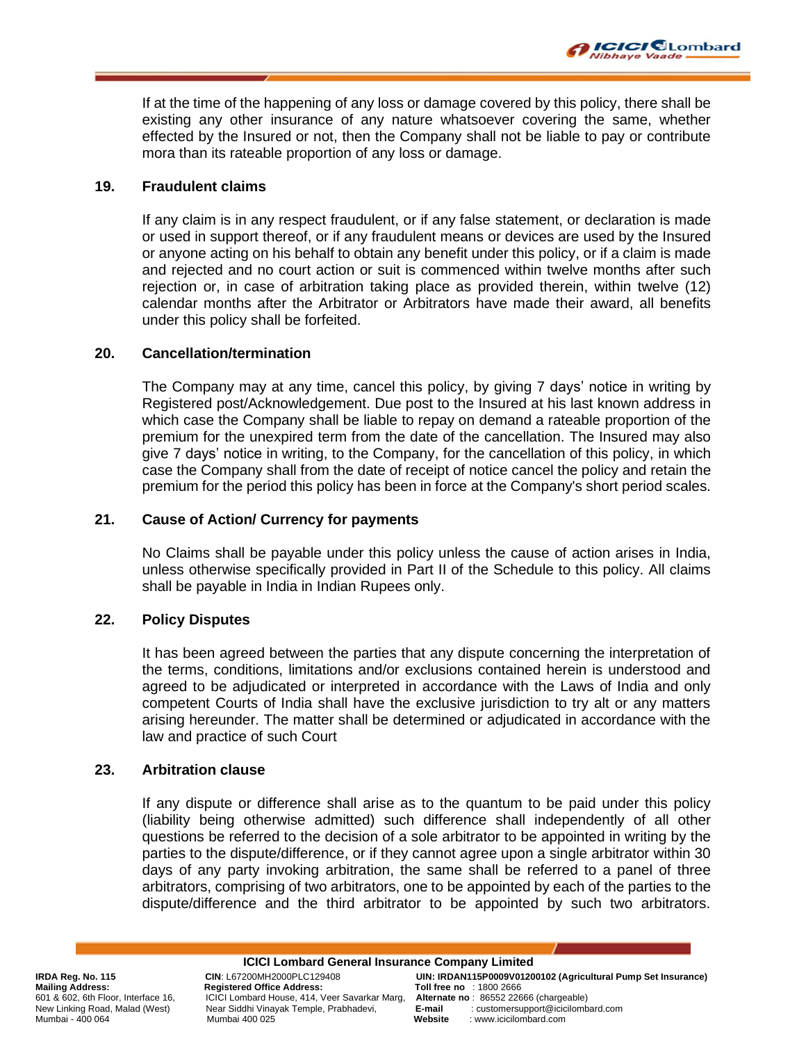If at the time of the happening of any loss or damage covered by this policy, there shall be existing any other insurance of any nature whatsoever covering the same, whether effected by the Insured or not, then the Company shall not be liable to pay or contribute mora than its rateable proportion of any loss or damage.

**19. Fraudulent claims**

If any claim is in any respect fraudulent, or if any false statement, or declaration is made or used in support thereof, or if any fraudulent means or devices are used by the Insured or anyone acting on his behalf to obtain any benefit under this policy, or if a claim is made and rejected and no court action or suit is commenced within twelve months after such rejection or, in case of arbitration taking place as provided therein, within twelve (12) calendar months after the Arbitrator or Arbitrators have made their award, all benefits under this policy shall be forfeited.

**20. Cancellation/termination**

The Company may at any time, cancel this policy, by giving 7 days' notice in writing by Registered post/Acknowledgement. Due post to the Insured at his last known address in which case the Company shall be liable to repay on demand a rateable proportion of the premium for the unexpired term from the date of the cancellation. The Insured may also give 7 days' notice in writing, to the Company, for the cancellation of this policy, in which case the Company shall from the date of receipt of notice cancel the policy and retain the premium for the period this policy has been in force at the Company's short period scales.

**21. Cause of Action/ Currency for payments**

No Claims shall be payable under this policy unless the cause of action arises in India, unless otherwise specifically provided in Part II of the Schedule to this policy. All claims shall be payable in India in Indian Rupees only.

**22. Policy Disputes**

It has been agreed between the parties that any dispute concerning the interpretation of the terms, conditions, limitations and/or exclusions contained herein is understood and agreed to be adjudicated or interpreted in accordance with the Laws of India and only competent Courts of India shall have the exclusive jurisdiction to try alt or any matters arising hereunder. The matter shall be determined or adjudicated in accordance with the law and practice of such Court

**23. Arbitration clause**

If any dispute or difference shall arise as to the quantum to be paid under this policy (liability being otherwise admitted) such difference shall independently of all other questions be referred to the decision of a sole arbitrator to be appointed in writing by the parties to the dispute/difference, or if they cannot agree upon a single arbitrator within 30 days of any party invoking arbitration, the same shall be referred to a panel of three arbitrators, comprising of two arbitrators, one to be appointed by each of the parties to the dispute/difference and the third arbitrator to be appointed by such two arbitrators.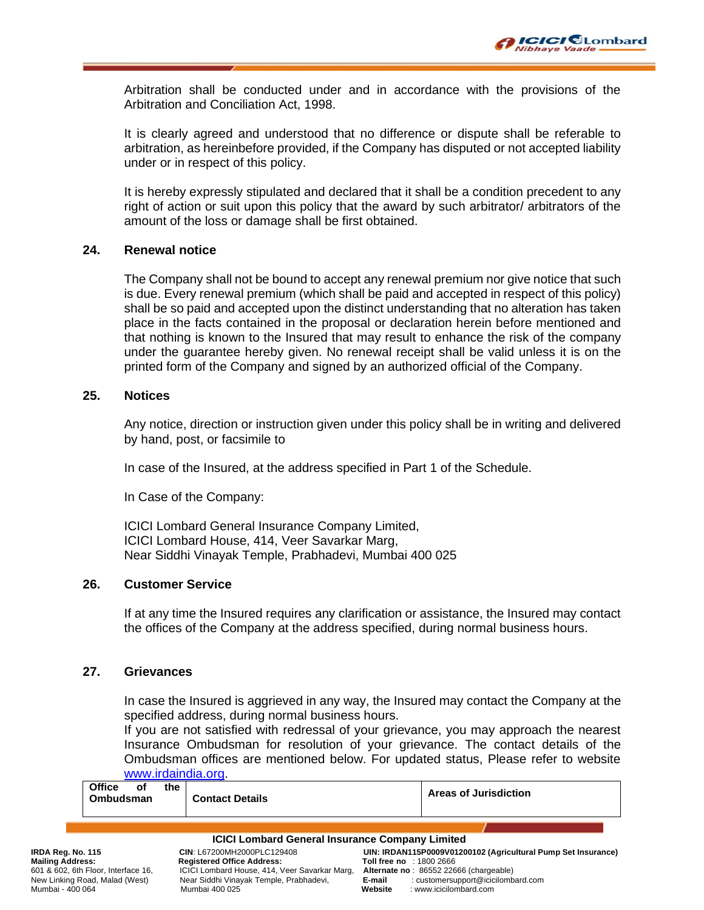Arbitration shall be conducted under and in accordance with the provisions of the Arbitration and Conciliation Act, 1998.

It is clearly agreed and understood that no difference or dispute shall be referable to arbitration, as hereinbefore provided, if the Company has disputed or not accepted liability under or in respect of this policy.

It is hereby expressly stipulated and declared that it shall be a condition precedent to any right of action or suit upon this policy that the award by such arbitrator/ arbitrators of the amount of the loss or damage shall be first obtained.

## 24. Renewal notice

The Company shall not be bound to accept any renewal premium nor give notice that such is due. Every renewal premium (which shall be paid and accepted in respect of this policy) shall be so paid and accepted upon the distinct understanding that no alteration has taken place in the facts contained in the proposal or declaration herein before mentioned and that nothing is known to the Insured that may result to enhance the risk of the company under the guarantee hereby given. No renewal receipt shall be valid unless it is on the printed form of the Company and signed by an authorized official of the Company.

## 25. Notices

Any notice, direction or instruction given under this policy shall be in writing and delivered by hand, post, or facsimile to

In case of the Insured, at the address specified in Part 1 of the Schedule.

In Case of the Company:

ICICI Lombard General Insurance Company Limited,
ICICI Lombard House, 414, Veer Savarkar Marg,
Near Siddhi Vinayak Temple, Prabhadevi, Mumbai 400 025

## 26. Customer Service

If at any time the Insured requires any clarification or assistance, the Insured may contact the offices of the Company at the address specified, during normal business hours.

## 27. Grievances

In case the Insured is aggrieved in any way, the Insured may contact the Company at the specified address, during normal business hours.
If you are not satisfied with redressal of your grievance, you may approach the nearest Insurance Ombudsman for resolution of your grievance. The contact details of the Ombudsman offices are mentioned below. For updated status, Please refer to website www.irdaindia.org.

| Office of the Ombudsman | Contact Details | Areas of Jurisdiction |
|---|---|---|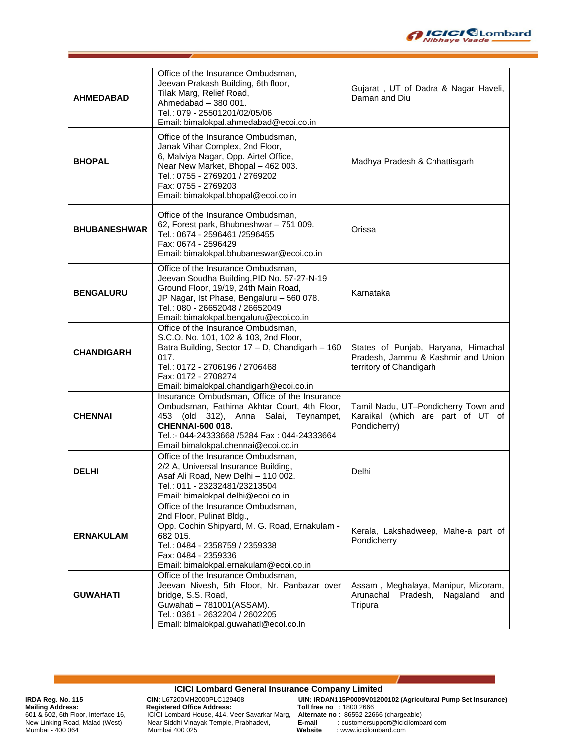| | | |
|---|---|---|
| **AHMEDABAD** | Office of the Insurance Ombudsman,<br>Jeevan Prakash Building, 6th floor,<br>Tilak Marg, Relief Road,<br>Ahmedabad – 380 001.<br>Tel.: 079 - 25501201/02/05/06<br>Email: bimalokpal.ahmedabad@ecoi.co.in | Gujarat , UT of Dadra & Nagar Haveli, Daman and Diu |
| **BHOPAL** | Office of the Insurance Ombudsman,<br>Janak Vihar Complex, 2nd Floor,<br>6, Malviya Nagar, Opp. Airtel Office,<br>Near New Market, Bhopal – 462 003.<br>Tel.: 0755 - 2769201 / 2769202<br>Fax: 0755 - 2769203<br>Email: bimalokpal.bhopal@ecoi.co.in | Madhya Pradesh & Chhattisgarh |
| **BHUBANESHWAR** | Office of the Insurance Ombudsman,<br>62, Forest park, Bhubneshwar – 751 009.<br>Tel.: 0674 - 2596461 /2596455<br>Fax: 0674 - 2596429<br>Email: bimalokpal.bhubaneswar@ecoi.co.in | Orissa |
| **BENGALURU** | Office of the Insurance Ombudsman,<br>Jeevan Soudha Building,PID No. 57-27-N-19<br>Ground Floor, 19/19, 24th Main Road,<br>JP Nagar, Ist Phase, Bengaluru – 560 078.<br>Tel.: 080 - 26652048 / 26652049<br>Email: bimalokpal.bengaluru@ecoi.co.in | Karnataka |
| **CHANDIGARH** | Office of the Insurance Ombudsman,<br>S.C.O. No. 101, 102 & 103, 2nd Floor,<br>Batra Building, Sector 17 – D, Chandigarh – 160 017.<br>Tel.: 0172 - 2706196 / 2706468<br>Fax: 0172 - 2708274<br>Email: bimalokpal.chandigarh@ecoi.co.in | States of Punjab, Haryana, Himachal Pradesh, Jammu & Kashmir and Union territory of Chandigarh |
| **CHENNAI** | Insurance Ombudsman, Office of the Insurance Ombudsman, Fathima Akhtar Court, 4th Floor, 453 (old 312), Anna Salai, Teynampet, **CHENNAI-600 018.**<br>Tel.:- 044-24333668 /5284 Fax : 044-24333664<br>Email bimalokpal.chennai@ecoi.co.in | Tamil Nadu, UT–Pondicherry Town and Karaikal (which are part of UT of Pondicherry) |
| **DELHI** | Office of the Insurance Ombudsman,<br>2/2 A, Universal Insurance Building,<br>Asaf Ali Road, New Delhi – 110 002.<br>Tel.: 011 - 23232481/23213504<br>Email: bimalokpal.delhi@ecoi.co.in | Delhi |
| **ERNAKULAM** | Office of the Insurance Ombudsman,<br>2nd Floor, Pulinat Bldg.,<br>Opp. Cochin Shipyard, M. G. Road, Ernakulam - 682 015.<br>Tel.: 0484 - 2358759 / 2359338<br>Fax: 0484 - 2359336<br>Email: bimalokpal.ernakulam@ecoi.co.in | Kerala, Lakshadweep, Mahe-a part of Pondicherry |
| **GUWAHATI** | Office of the Insurance Ombudsman,<br>Jeevan Nivesh, 5th Floor, Nr. Panbazar over bridge, S.S. Road,<br>Guwahati – 781001(ASSAM).<br>Tel.: 0361 - 2632204 / 2602205<br>Email: bimalokpal.guwahati@ecoi.co.in | Assam , Meghalaya, Manipur, Mizoram, Arunachal Pradesh, Nagaland and Tripura |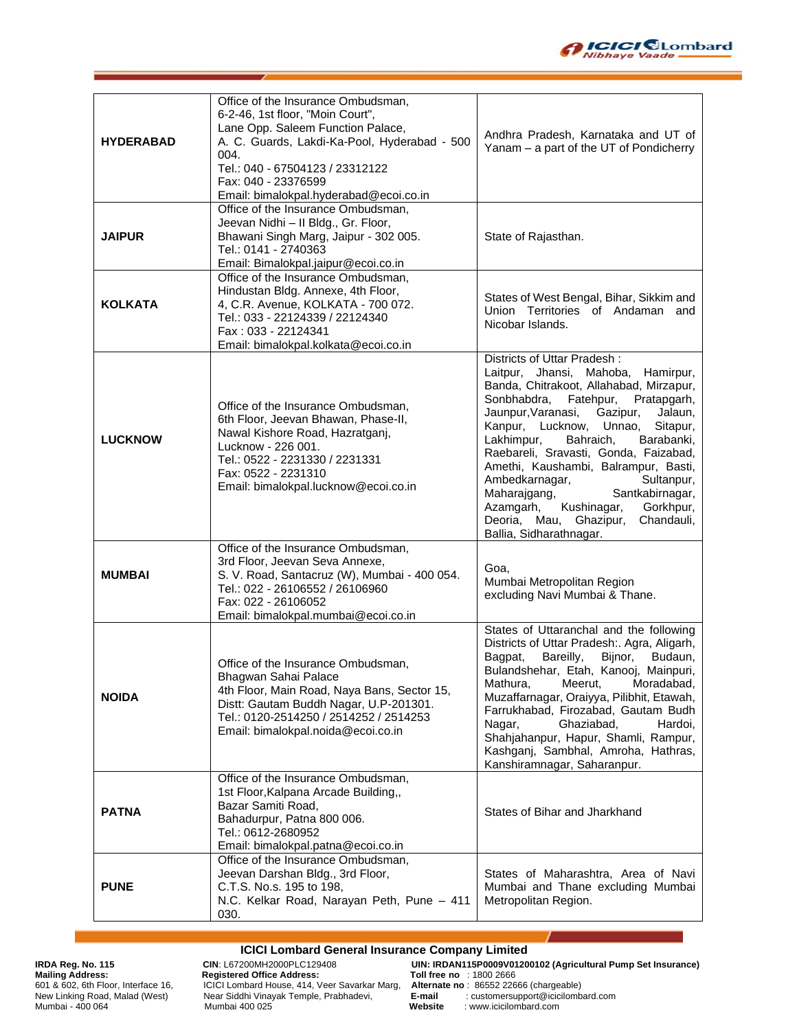| | | |
|---|---|---|
| **HYDERABAD** | Office of the Insurance Ombudsman, 6-2-46, 1st floor, "Moin Court", Lane Opp. Saleem Function Palace, A. C. Guards, Lakdi-Ka-Pool, Hyderabad - 500 004. Tel.: 040 - 67504123 / 23312122 Fax: 040 - 23376599 Email: bimalokpal.hyderabad@ecoi.co.in | Andhra Pradesh, Karnataka and UT of Yanam – a part of the UT of Pondicherry |
| **JAIPUR** | Office of the Insurance Ombudsman, Jeevan Nidhi – II Bldg., Gr. Floor, Bhawani Singh Marg, Jaipur - 302 005. Tel.: 0141 - 2740363 Email: Bimalokpal.jaipur@ecoi.co.in | State of Rajasthan. |
| **KOLKATA** | Office of the Insurance Ombudsman, Hindustan Bldg. Annexe, 4th Floor, 4, C.R. Avenue, KOLKATA - 700 072. Tel.: 033 - 22124339 / 22124340 Fax : 033 - 22124341 Email: bimalokpal.kolkata@ecoi.co.in | States of West Bengal, Bihar, Sikkim and Union Territories of Andaman and Nicobar Islands. |
| **LUCKNOW** | Office of the Insurance Ombudsman, 6th Floor, Jeevan Bhawan, Phase-II, Nawal Kishore Road, Hazratganj, Lucknow - 226 001. Tel.: 0522 - 2231330 / 2231331 Fax: 0522 - 2231310 Email: bimalokpal.lucknow@ecoi.co.in | Districts of Uttar Pradesh : Laitpur, Jhansi, Mahoba, Hamirpur, Banda, Chitrakoot, Allahabad, Mirzapur, Sonbhabdra, Fatehpur, Pratapgarh, Jaunpur,Varanasi, Gazipur, Jalaun, Kanpur, Lucknow, Unnao, Sitapur, Lakhimpur, Bahraich, Barabanki, Raebareli, Sravasti, Gonda, Faizabad, Amethi, Kaushambi, Balrampur, Basti, Ambedkarnagar, Sultanpur, Maharajgang, Santkabirnagar, Azamgarh, Kushinagar, Gorkhpur, Deoria, Mau, Ghazipur, Chandauli, Ballia, Sidharathnagar. |
| **MUMBAI** | Office of the Insurance Ombudsman, 3rd Floor, Jeevan Seva Annexe, S. V. Road, Santacruz (W), Mumbai - 400 054. Tel.: 022 - 26106552 / 26106960 Fax: 022 - 26106052 Email: bimalokpal.mumbai@ecoi.co.in | Goa, Mumbai Metropolitan Region excluding Navi Mumbai & Thane. |
| **NOIDA** | Office of the Insurance Ombudsman, Bhagwan Sahai Palace 4th Floor, Main Road, Naya Bans, Sector 15, Distt: Gautam Buddh Nagar, U.P-201301. Tel.: 0120-2514250 / 2514252 / 2514253 Email: bimalokpal.noida@ecoi.co.in | States of Uttaranchal and the following Districts of Uttar Pradesh:. Agra, Aligarh, Bagpat, Bareilly, Bijnor, Budaun, Bulandshehar, Etah, Kanooj, Mainpuri, Mathura, Meerut, Moradabad, Muzaffarnagar, Oraiyya, Pilibhit, Etawah, Farrukhabad, Firozabad, Gautam Budh Nagar, Ghaziabad, Hardoi, Shahjahanpur, Hapur, Shamli, Rampur, Kashganj, Sambhal, Amroha, Hathras, Kanshiramnagar, Saharanpur. |
| **PATNA** | Office of the Insurance Ombudsman, 1st Floor,Kalpana Arcade Building,, Bazar Samiti Road, Bahadurpur, Patna 800 006. Tel.: 0612-2680952 Email: bimalokpal.patna@ecoi.co.in | States of Bihar and Jharkhand |
| **PUNE** | Office of the Insurance Ombudsman, Jeevan Darshan Bldg., 3rd Floor, C.T.S. No.s. 195 to 198, N.C. Kelkar Road, Narayan Peth, Pune – 411 030. | States of Maharashtra, Area of Navi Mumbai and Thane excluding Mumbai Metropolitan Region. |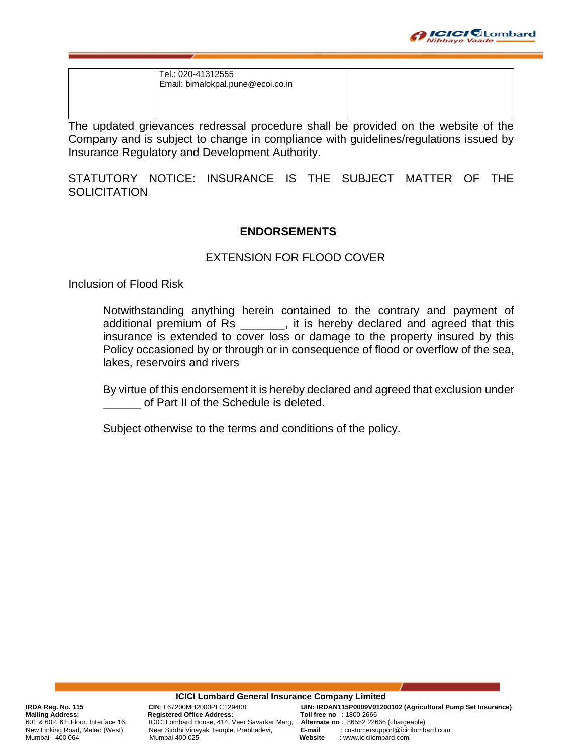| | | |
|---|---|---|
| | Tel.: 020-41312555<br>Email: bimalokpal.pune@ecoi.co.in | |

The updated grievances redressal procedure shall be provided on the website of the Company and is subject to change in compliance with guidelines/regulations issued by Insurance Regulatory and Development Authority.

STATUTORY NOTICE: INSURANCE IS THE SUBJECT MATTER OF THE SOLICITATION

## ENDORSEMENTS

EXTENSION FOR FLOOD COVER

Inclusion of Flood Risk

Notwithstanding anything herein contained to the contrary and payment of additional premium of Rs _______, it is hereby declared and agreed that this insurance is extended to cover loss or damage to the property insured by this Policy occasioned by or through or in consequence of flood or overflow of the sea, lakes, reservoirs and rivers

By virtue of this endorsement it is hereby declared and agreed that exclusion under ______ of Part II of the Schedule is deleted.

Subject otherwise to the terms and conditions of the policy.